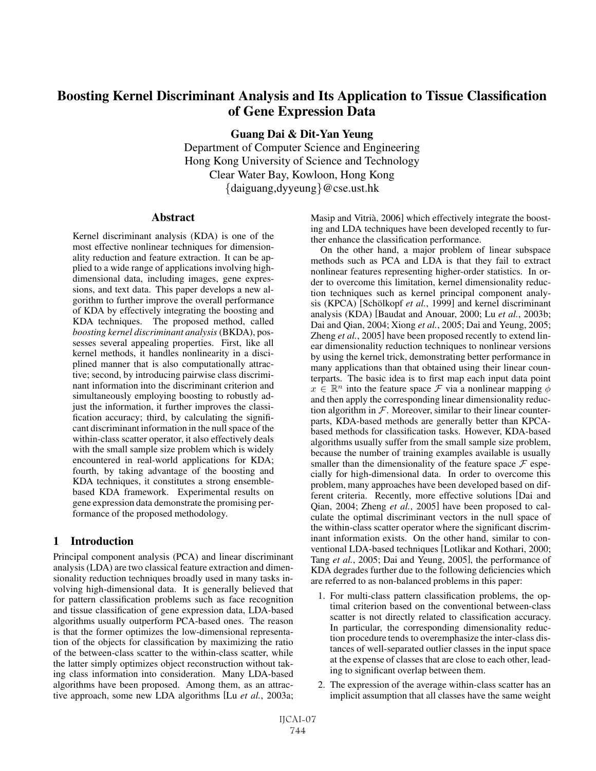# Boosting Kernel Discriminant Analysis and Its Application to Tissue Classification of Gene Expression Data

**Guang Dai & Dit-Yan Yeung**

Department of Computer Science and Engineering
Hong Kong University of Science and Technology
Clear Water Bay, Kowloon, Hong Kong
{daiguang,dyyeung}@cse.ust.hk

## Abstract

Kernel discriminant analysis (KDA) is one of the most effective nonlinear techniques for dimensionality reduction and feature extraction. It can be applied to a wide range of applications involving high-dimensional data, including images, gene expressions, and text data. This paper develops a new algorithm to further improve the overall performance of KDA by effectively integrating the boosting and KDA techniques. The proposed method, called *boosting kernel discriminant analysis* (BKDA), possesses several appealing properties. First, like all kernel methods, it handles nonlinearity in a disciplined manner that is also computationally attractive; second, by introducing pairwise class discriminant information into the discriminant criterion and simultaneously employing boosting to robustly adjust the information, it further improves the classification accuracy; third, by calculating the significant discriminant information in the null space of the within-class scatter operator, it also effectively deals with the small sample size problem which is widely encountered in real-world applications for KDA; fourth, by taking advantage of the boosting and KDA techniques, it constitutes a strong ensemble-based KDA framework. Experimental results on gene expression data demonstrate the promising performance of the proposed methodology.

## 1 Introduction

Principal component analysis (PCA) and linear discriminant analysis (LDA) are two classical feature extraction and dimensionality reduction techniques broadly used in many tasks involving high-dimensional data. It is generally believed that for pattern classification problems such as face recognition and tissue classification of gene expression data, LDA-based algorithms usually outperform PCA-based ones. The reason is that the former optimizes the low-dimensional representation of the objects for classification by maximizing the ratio of the between-class scatter to the within-class scatter, while the latter simply optimizes object reconstruction without taking class information into consideration. Many LDA-based algorithms have been proposed. Among them, as an attractive approach, some new LDA algorithms [Lu *et al.*, 2003a; Masip and Vitrià, 2006] which effectively integrate the boosting and LDA techniques have been developed recently to further enhance the classification performance.

On the other hand, a major problem of linear subspace methods such as PCA and LDA is that they fail to extract nonlinear features representing higher-order statistics. In order to overcome this limitation, kernel dimensionality reduction techniques such as kernel principal component analysis (KPCA) [Schölkopf *et al.*, 1999] and kernel discriminant analysis (KDA) [Baudat and Anouar, 2000; Lu *et al.*, 2003b; Dai and Qian, 2004; Xiong *et al.*, 2005; Dai and Yeung, 2005; Zheng *et al.*, 2005] have been proposed recently to extend linear dimensionality reduction techniques to nonlinear versions by using the kernel trick, demonstrating better performance in many applications than that obtained using their linear counterparts. The basic idea is to first map each input data point $x \in \mathbb{R}^n$ into the feature space $\mathcal{F}$ via a nonlinear mapping $\phi$ and then apply the corresponding linear dimensionality reduction algorithm in $\mathcal{F}$. Moreover, similar to their linear counterparts, KDA-based methods are generally better than KPCA-based methods for classification tasks. However, KDA-based algorithms usually suffer from the small sample size problem, because the number of training examples available is usually smaller than the dimensionality of the feature space $\mathcal{F}$ especially for high-dimensional data. In order to overcome this problem, many approaches have been developed based on different criteria. Recently, more effective solutions [Dai and Qian, 2004; Zheng *et al.*, 2005] have been proposed to calculate the optimal discriminant vectors in the null space of the within-class scatter operator where the significant discriminant information exists. On the other hand, similar to conventional LDA-based techniques [Lotlikar and Kothari, 2000; Tang *et al.*, 2005; Dai and Yeung, 2005], the performance of KDA degrades further due to the following deficiencies which are referred to as non-balanced problems in this paper:

1. For multi-class pattern classification problems, the optimal criterion based on the conventional between-class scatter is not directly related to classification accuracy. In particular, the corresponding dimensionality reduction procedure tends to overemphasize the inter-class distances of well-separated outlier classes in the input space at the expense of classes that are close to each other, leading to significant overlap between them.
2. The expression of the average within-class scatter has an implicit assumption that all classes have the same weight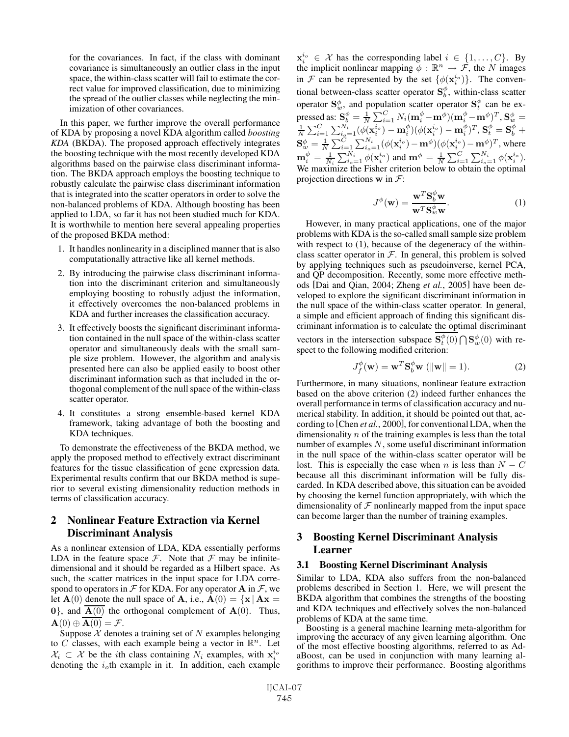for the covariances. In fact, if the class with dominant covariance is simultaneously an outlier class in the input space, the within-class scatter will fail to estimate the correct value for improved classification, due to minimizing the spread of the outlier classes while neglecting the minimization of other covariances.

In this paper, we further improve the overall performance of KDA by proposing a novel KDA algorithm called *boosting KDA* (BKDA). The proposed approach effectively integrates the boosting technique with the most recently developed KDA algorithms based on the pairwise class discriminant information. The BKDA approach employs the boosting technique to robustly calculate the pairwise class discriminant information that is integrated into the scatter operators in order to solve the non-balanced problems of KDA. Although boosting has been applied to LDA, so far it has not been studied much for KDA. It is worthwhile to mention here several appealing properties of the proposed BKDA method:

1. It handles nonlinearity in a disciplined manner that is also computationally attractive like all kernel methods.
2. By introducing the pairwise class discriminant information into the discriminant criterion and simultaneously employing boosting to robustly adjust the information, it effectively overcomes the non-balanced problems in KDA and further increases the classification accuracy.
3. It effectively boosts the significant discriminant information contained in the null space of the within-class scatter operator and simultaneously deals with the small sample size problem. However, the algorithm and analysis presented here can also be applied easily to boost other discriminant information such as that included in the orthogonal complement of the null space of the within-class scatter operator.
4. It constitutes a strong ensemble-based kernel KDA framework, taking advantage of both the boosting and KDA techniques.

To demonstrate the effectiveness of the BKDA method, we apply the proposed method to effectively extract discriminant features for the tissue classification of gene expression data. Experimental results confirm that our BKDA method is superior to several existing dimensionality reduction methods in terms of classification accuracy.

## 2 Nonlinear Feature Extraction via Kernel Discriminant Analysis

As a nonlinear extension of LDA, KDA essentially performs LDA in the feature space $\mathcal{F}$. Note that $\mathcal{F}$ may be infinite-dimensional and it should be regarded as a Hilbert space. As such, the scatter matrices in the input space for LDA correspond to operators in $\mathcal{F}$ for KDA. For any operator $\mathbf{A}$ in $\mathcal{F}$, we let $\mathbf{A}(0)$ denote the null space of $\mathbf{A}$, i.e., $\mathbf{A}(0) = \{\mathbf{x} \,|\, \mathbf{A}\mathbf{x} = \mathbf{0}\}$, and $\overline{\mathbf{A}(0)}$ the orthogonal complement of $\mathbf{A}(0)$. Thus, $\mathbf{A}(0) \oplus \overline{\mathbf{A}(0)} = \mathcal{F}$.

Suppose $\mathcal{X}$ denotes a training set of $N$ examples belonging to $C$ classes, with each example being a vector in $\mathbb{R}^n$. Let $\mathcal{X}_i \subset \mathcal{X}$ be the $i$th class containing $N_i$ examples, with $\mathbf{x}_i^{i_o}$ denoting the $i_o$th example in it. In addition, each example $\mathbf{x}_i^{i_o} \in \mathcal{X}$ has the corresponding label $i \in \{1, \ldots, C\}$. By the implicit nonlinear mapping $\phi : \mathbb{R}^n \to \mathcal{F}$, the $N$ images in $\mathcal{F}$ can be represented by the set $\{\phi(\mathbf{x}_i^{i_o})\}$. The conventional between-class scatter operator $\mathbf{S}_b^\phi$, within-class scatter operator $\mathbf{S}_w^\phi$, and population scatter operator $\mathbf{S}_t^\phi$ can be expressed as: $\mathbf{S}_b^\phi = \frac{1}{N}\sum_{i=1}^{C} N_i(\mathbf{m}_i^\phi - \mathbf{m}^\phi)(\mathbf{m}_i^\phi - \mathbf{m}^\phi)^T$, $\mathbf{S}_w^\phi = \frac{1}{N}\sum_{i=1}^{C}\sum_{i_o=1}^{N_i}(\phi(\mathbf{x}_i^{i_o}) - \mathbf{m}_i^\phi)(\phi(\mathbf{x}_i^{i_o}) - \mathbf{m}_i^\phi)^T$, $\mathbf{S}_t^\phi = \mathbf{S}_b^\phi + \mathbf{S}_w^\phi = \frac{1}{N}\sum_{i=1}^{C}\sum_{i_o=1}^{N_i}(\phi(\mathbf{x}_i^{i_o}) - \mathbf{m}^\phi)(\phi(\mathbf{x}_i^{i_o}) - \mathbf{m}^\phi)^T$, where $\mathbf{m}_i^\phi = \frac{1}{N_i}\sum_{i_o=1}^{N_i}\phi(\mathbf{x}_i^{i_o})$ and $\mathbf{m}^\phi = \frac{1}{N}\sum_{i=1}^{C}\sum_{i_o=1}^{N_i}\phi(\mathbf{x}_i^{i_o})$. We maximize the Fisher criterion below to obtain the optimal projection directions $\mathbf{w}$ in $\mathcal{F}$:

$$J^\phi(\mathbf{w}) = \frac{\mathbf{w}^T \mathbf{S}_b^\phi \mathbf{w}}{\mathbf{w}^T \mathbf{S}_w^\phi \mathbf{w}}. \tag{1}$$

However, in many practical applications, one of the major problems with KDA is the so-called small sample size problem with respect to (1), because of the degeneracy of the within-class scatter operator in $\mathcal{F}$. In general, this problem is solved by applying techniques such as pseudoinverse, kernel PCA, and QP decomposition. Recently, some more effective methods [Dai and Qian, 2004; Zheng *et al.*, 2005] have been developed to explore the significant discriminant information in the null space of the within-class scatter operator. In general, a simple and efficient approach of finding this significant discriminant information is to calculate the optimal discriminant vectors in the intersection subspace $\overline{\mathbf{S}_t^\phi(0)} \bigcap \mathbf{S}_w^\phi(0)$ with respect to the following modified criterion:

$$J_f^\phi(\mathbf{w}) = \mathbf{w}^T \mathbf{S}_b^\phi \mathbf{w} \ (\|\mathbf{w}\| = 1). \tag{2}$$

Furthermore, in many situations, nonlinear feature extraction based on the above criterion (2) indeed further enhances the overall performance in terms of classification accuracy and numerical stability. In addition, it should be pointed out that, according to [Chen *et al.*, 2000], for conventional LDA, when the dimensionality $n$ of the training examples is less than the total number of examples $N$, some useful discriminant information in the null space of the within-class scatter operator will be lost. This is especially the case when $n$ is less than $N - C$ because all this discriminant information will be fully discarded. In KDA described above, this situation can be avoided by choosing the kernel function appropriately, with which the dimensionality of $\mathcal{F}$ nonlinearly mapped from the input space can become larger than the number of training examples.

## 3 Boosting Kernel Discriminant Analysis Learner

### 3.1 Boosting Kernel Discriminant Analysis

Similar to LDA, KDA also suffers from the non-balanced problems described in Section 1. Here, we will present the BKDA algorithm that combines the strengths of the boosting and KDA techniques and effectively solves the non-balanced problems of KDA at the same time.

Boosting is a general machine learning meta-algorithm for improving the accuracy of any given learning algorithm. One of the most effective boosting algorithms, referred to as AdaBoost, can be used in conjunction with many learning algorithms to improve their performance. Boosting algorithms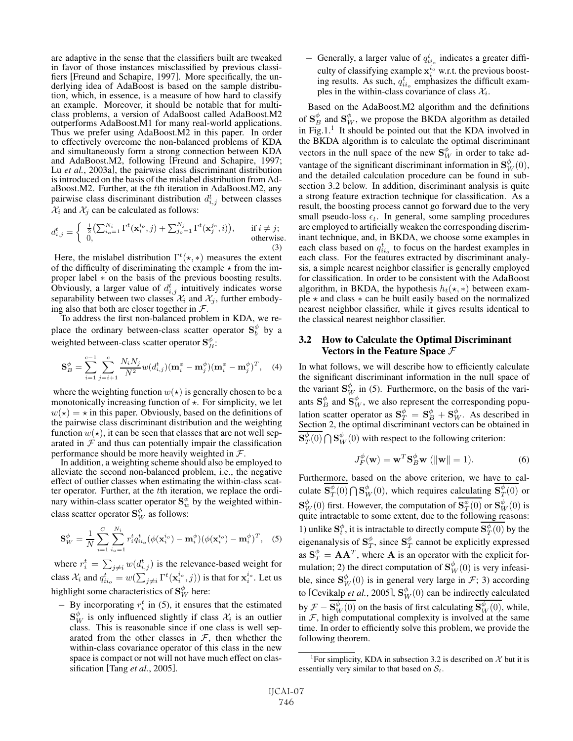are adaptive in the sense that the classifiers built are tweaked in favor of those instances misclassified by previous classifiers [Freund and Schapire, 1997]. More specifically, the underlying idea of AdaBoost is based on the sample distribution, which, in essence, is a measure of how hard to classify an example. Moreover, it should be notable that for multi-class problems, a version of AdaBoost called AdaBoost.M2 outperforms AdaBoost.M1 for many real-world applications. Thus we prefer using AdaBoost.M2 in this paper. In order to effectively overcome the non-balanced problems of KDA and simultaneously form a strong connection between KDA and AdaBoost.M2, following [Freund and Schapire, 1997; Lu *et al.*, 2003a], the pairwise class discriminant distribution is introduced on the basis of the mislabel distribution from AdaBoost.M2. Further, at the $t$th iteration in AdaBoost.M2, any pairwise class discriminant distribution $d_{i,j}^t$ between classes $\mathcal{X}_i$ and $\mathcal{X}_j$ can be calculated as follows:

$$d_{i,j}^t = \begin{cases} \frac{1}{2}\left(\sum_{i_o=1}^{N_i} \Gamma^t(\mathbf{x}_i^{i_o}, j) + \sum_{j_o=1}^{N_j} \Gamma^t(\mathbf{x}_j^{j_o}, i)\right), & \text{if } i \neq j; \\ 0, & \text{otherwise.} \end{cases} \quad (3)$$

Here, the mislabel distribution $\Gamma^t(\star, *)$ measures the extent of the difficulty of discriminating the example $\star$ from the improper label $*$ on the basis of the previous boosting results. Obviously, a larger value of $d_{i,j}^t$ intuitively indicates worse separability between two classes $\mathcal{X}_i$ and $\mathcal{X}_j$, further embodying also that both are closer together in $\mathcal{F}$.

To address the first non-balanced problem in KDA, we replace the ordinary between-class scatter operator $\mathbf{S}_b^\phi$ by a weighted between-class scatter operator $\mathbf{S}_B^\phi$:

$$\mathbf{S}_B^\phi = \sum_{i=1}^{c-1} \sum_{j=i+1}^{c} \frac{N_i N_j}{N^2} w(d_{i,j}^t)(\mathbf{m}_i^\phi - \mathbf{m}_j^\phi)(\mathbf{m}_i^\phi - \mathbf{m}_j^\phi)^T, \quad (4)$$

where the weighting function $w(\star)$ is generally chosen to be a monotonically increasing function of $\star$. For simplicity, we let $w(\star) = \star$ in this paper. Obviously, based on the definitions of the pairwise class discriminant distribution and the weighting function $w(\star)$, it can be seen that classes that are not well separated in $\mathcal{F}$ and thus can potentially impair the classification performance should be more heavily weighted in $\mathcal{F}$.

In addition, a weighting scheme should also be employed to alleviate the second non-balanced problem, i.e., the negative effect of outlier classes when estimating the within-class scatter operator. Further, at the $t$th iteration, we replace the ordinary within-class scatter operator $\mathbf{S}_w^\phi$ by the weighted within-class scatter operator $\mathbf{S}_W^\phi$ as follows:

$$\mathbf{S}_W^\phi = \frac{1}{N} \sum_{i=1}^{C} \sum_{i_o=1}^{N_i} r_i^t q_{ii_o}^t (\phi(\mathbf{x}_i^{i_o}) - \mathbf{m}_i^\phi)(\phi(\mathbf{x}_i^{i_o}) - \mathbf{m}_i^\phi)^T, \quad (5)$$

where $r_i^t = \sum_{j \neq i} w(d_{i,j}^t)$ is the relevance-based weight for class $\mathcal{X}_i$ and $q_{ii_o}^t = w(\sum_{j \neq i} \Gamma^t(\mathbf{x}_i^{i_o}, j))$ is that for $\mathbf{x}_i^{i_o}$. Let us highlight some characteristics of $\mathbf{S}_W^\phi$ here:

- By incorporating $r_i^t$ in (5), it ensures that the estimated $\mathbf{S}_W^\phi$ is only influenced slightly if class $\mathcal{X}_i$ is an outlier class. This is reasonable since if one class is well separated from the other classes in $\mathcal{F}$, then whether the within-class covariance operator of this class in the new space is compact or not will not have much effect on classification [Tang *et al.*, 2005].
- Generally, a larger value of $q_{ii_o}^t$ indicates a greater difficulty of classifying example $\mathbf{x}_i^{i_o}$ w.r.t. the previous boosting results. As such, $q_{ii_o}^t$ emphasizes the difficult examples in the within-class covariance of class $\mathcal{X}_i$.

Based on the AdaBoost.M2 algorithm and the definitions of $\mathbf{S}_B^\phi$ and $\mathbf{S}_W^\phi$, we propose the BKDA algorithm as detailed in Fig.1.[1] It should be pointed out that the KDA involved in the BKDA algorithm is to calculate the optimal discriminant vectors in the null space of the new $\mathbf{S}_W^\phi$ in order to take advantage of the significant discriminant information in $\mathbf{S}_W^\phi(0)$, and the detailed calculation procedure can be found in subsection 3.2 below. In addition, discriminant analysis is quite a strong feature extraction technique for classification. As a result, the boosting process cannot go forward due to the very small pseudo-loss $\epsilon_t$. In general, some sampling procedures are employed to artificially weaken the corresponding discriminant technique, and, in BKDA, we choose some examples in each class based on $q_{ii_o}^t$ to focus on the hardest examples in each class. For the features extracted by discriminant analysis, a simple nearest neighbor classifier is generally employed for classification. In order to be consistent with the AdaBoost algorithm, in BKDA, the hypothesis $h_t(\star, *)$ between example $\star$ and class $*$ can be built easily based on the normalized nearest neighbor classifier, while it gives results identical to the classical nearest neighbor classifier.

### 3.2 How to Calculate the Optimal Discriminant Vectors in the Feature Space $\mathcal{F}$

In what follows, we will describe how to efficiently calculate the significant discriminant information in the null space of the variant $\mathbf{S}_W^\phi$ in (5). Furthermore, on the basis of the variants $\mathbf{S}_B^\phi$ and $\mathbf{S}_W^\phi$, we also represent the corresponding population scatter operator as $\mathbf{S}_T^\phi = \mathbf{S}_B^\phi + \mathbf{S}_W^\phi$. As described in Section 2, the optimal discriminant vectors can be obtained in $\overline{\mathbf{S}_T^\phi(0)} \bigcap \mathbf{S}_W^\phi(0)$ with respect to the following criterion:

$$J_F^\phi(\mathbf{w}) = \mathbf{w}^T \mathbf{S}_B^\phi \mathbf{w} \ (\|\mathbf{w}\| = 1). \quad (6)$$

Furthermore, based on the above criterion, we have to calculate $\overline{\mathbf{S}_T^\phi(0)} \bigcap \mathbf{S}_W^\phi(0)$, which requires calculating $\overline{\mathbf{S}_T^\phi(0)}$ or $\mathbf{S}_W^\phi(0)$ first. However, the computation of $\overline{\mathbf{S}_T^\phi(0)}$ or $\mathbf{S}_W^\phi(0)$ is quite intractable to some extent, due to the following reasons: 1) unlike $\mathbf{S}_t^\phi$, it is intractable to directly compute $\overline{\mathbf{S}_T^\phi(0)}$ by the eigenanalysis of $\mathbf{S}_T^\phi$, since $\mathbf{S}_T^\phi$ cannot be explicitly expressed as $\mathbf{S}_T^\phi = \mathbf{A}\mathbf{A}^T$, where $\mathbf{A}$ is an operator with the explicit formulation; 2) the direct computation of $\mathbf{S}_W^\phi(0)$ is very infeasible, since $\mathbf{S}_W^\phi(0)$ is in general very large in $\mathcal{F}$; 3) according to [Cevikalp *et al.*, 2005], $\mathbf{S}_W^\phi(0)$ can be indirectly calculated by $\mathcal{F} - \overline{\mathbf{S}_W^\phi(0)}$ on the basis of first calculating $\overline{\mathbf{S}_W^\phi(0)}$, while, in $\mathcal{F}$, high computational complexity is involved at the same time. In order to efficiently solve this problem, we provide the following theorem.

[1] For simplicity, KDA in subsection 3.2 is described on $\mathcal{X}$ but it is essentially very similar to that based on $\mathcal{S}_t$.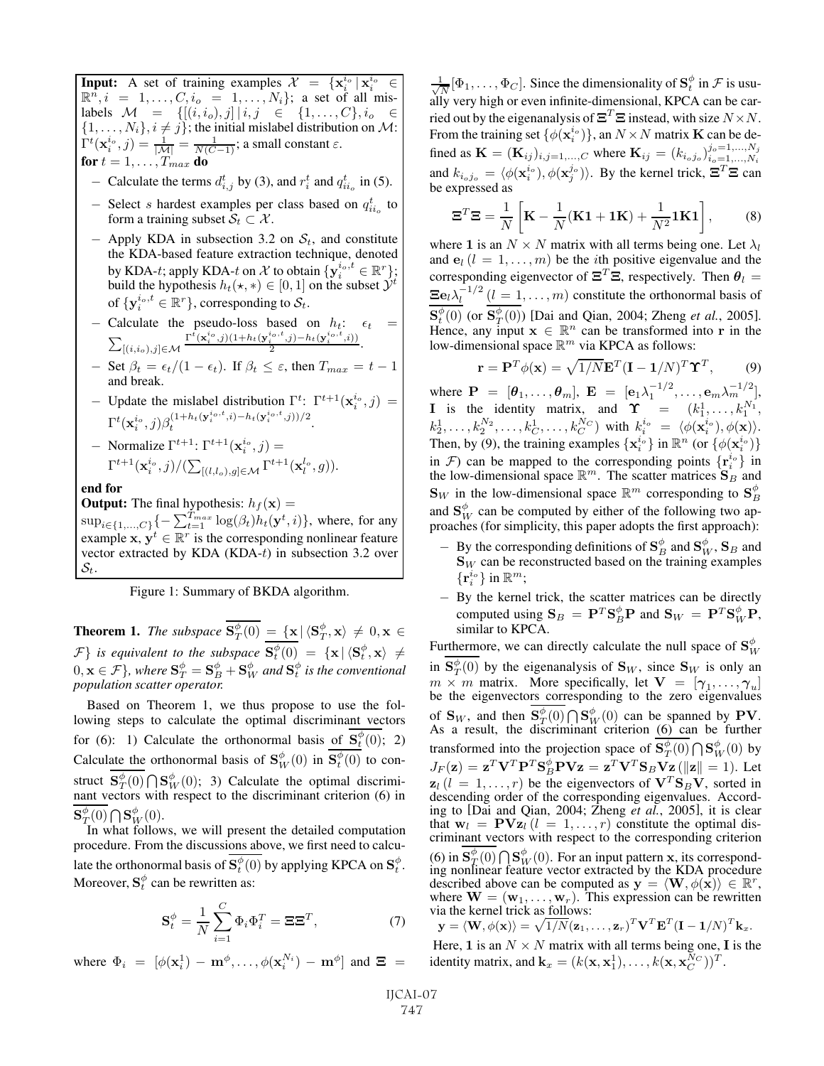**Input:** A set of training examples $\mathcal{X} = \{\mathbf{x}_i^{i_o} \mid \mathbf{x}_i^{i_o} \in \mathbb{R}^n, i = 1, \ldots, C, i_o = 1, \ldots, N_i\}$; a set of all mislabels $\mathcal{M} = \{[(i, i_o), j] \mid i, j \in \{1, \ldots, C\}, i_o \in \{1, \ldots, N_i\}, i \neq j\}$; the initial mislabel distribution on $\mathcal{M}$: $\Gamma^t(\mathbf{x}_i^{i_o}, j) = \frac{1}{|\mathcal{M}|} = \frac{1}{N(C-1)}$; a small constant $\varepsilon$.

**for** $t = 1, \ldots, T_{max}$ **do**

- Calculate the terms $d_{i,j}^t$ by (3), and $r_i^t$ and $q_{ii_o}^t$ in (5).
- Select $s$ hardest examples per class based on $q_{ii_o}^t$ to form a training subset $\mathcal{S}_t \subset \mathcal{X}$.
- Apply KDA in subsection 3.2 on $\mathcal{S}_t$, and constitute the KDA-based feature extraction technique, denoted by KDA-$t$; apply KDA-$t$ on $\mathcal{X}$ to obtain $\{\mathbf{y}_i^{i_o,t} \in \mathbb{R}^r\}$; build the hypothesis $h_t(\star, *) \in [0, 1]$ on the subset $\mathcal{Y}^t$ of $\{\mathbf{y}_i^{i_o,t} \in \mathbb{R}^r\}$, corresponding to $\mathcal{S}_t$.
- Calculate the pseudo-loss based on $h_t$: $\epsilon_t = \sum_{[(i,i_o),j] \in \mathcal{M}} \frac{\Gamma^t(\mathbf{x}_i^{i_o}, j)(1 + h_t(\mathbf{y}_i^{i_o,t}, j) - h_t(\mathbf{y}_i^{i_o,t}, i))}{2}$.
- Set $\beta_t = \epsilon_t / (1 - \epsilon_t)$. If $\beta_t \leq \varepsilon$, then $T_{max} = t - 1$ and break.
- Update the mislabel distribution $\Gamma^t$: $\Gamma^{t+1}(\mathbf{x}_i^{i_o}, j) = \Gamma^t(\mathbf{x}_i^{i_o}, j)\beta_t^{(1 + h_t(\mathbf{y}_i^{i_o,t}, j) - h_t(\mathbf{y}_i^{i_o,t}, i))/2}$.
- Normalize $\Gamma^{t+1}$: $\Gamma^{t+1}(\mathbf{x}_i^{i_o}, j) = \Gamma^{t+1}(\mathbf{x}_i^{i_o}, j) / (\sum_{[(l,l_o),g] \in \mathcal{M}} \Gamma^{t+1}(\mathbf{x}_l^{l_o}, g))$.

**end for**

**Output:** The final hypothesis: $h_f(\mathbf{x}) = \sup_{i \in \{1, \ldots, C\}} \{-\sum_{t=1}^{T_{max}} \log(\beta_t) h_t(\mathbf{y}^t, i)\}$, where, for any example $\mathbf{x}$, $\mathbf{y}^t \in \mathbb{R}^r$ is the corresponding nonlinear feature vector extracted by KDA (KDA-$t$) in subsection 3.2 over $\mathcal{S}_t$.

Figure 1: Summary of BKDA algorithm.

**Theorem 1.** *The subspace $\overline{\mathbf{S}_T^\phi(0)} = \{\mathbf{x} \mid \langle \mathbf{S}_T^\phi, \mathbf{x} \rangle \neq 0, \mathbf{x} \in \mathcal{F}\}$ is equivalent to the subspace $\overline{\mathbf{S}_t^\phi(0)} = \{\mathbf{x} \mid \langle \mathbf{S}_t^\phi, \mathbf{x} \rangle \neq 0, \mathbf{x} \in \mathcal{F}\}$, where $\mathbf{S}_T^\phi = \mathbf{S}_B^\phi + \mathbf{S}_W^\phi$ and $\mathbf{S}_t^\phi$ is the conventional population scatter operator.*

Based on Theorem 1, we thus propose to use the following steps to calculate the optimal discriminant vectors for (6): 1) Calculate the orthonormal basis of $\overline{\mathbf{S}_t^\phi(0)}$; 2) Calculate the orthonormal basis of $\mathbf{S}_W^\phi(0)$ in $\overline{\mathbf{S}_t^\phi(0)}$ to construct $\overline{\mathbf{S}_T^\phi(0)} \bigcap \mathbf{S}_W^\phi(0)$; 3) Calculate the optimal discriminant vectors with respect to the discriminant criterion (6) in $\overline{\mathbf{S}_T^\phi(0)} \bigcap \mathbf{S}_W^\phi(0)$.

In what follows, we will present the detailed computation procedure. From the discussions above, we first need to calculate the orthonormal basis of $\overline{\mathbf{S}_t^\phi(0)}$ by applying KPCA on $\mathbf{S}_t^\phi$. Moreover, $\mathbf{S}_t^\phi$ can be rewritten as:

$$\mathbf{S}_t^\phi = \frac{1}{N} \sum_{i=1}^{C} \Phi_i \Phi_i^T = \mathbf{\Xi}\mathbf{\Xi}^T, \tag{7}$$

where $\Phi_i = [\phi(\mathbf{x}_i^1) - \mathbf{m}^\phi, \ldots, \phi(\mathbf{x}_i^{N_i}) - \mathbf{m}^\phi]$ and $\mathbf{\Xi} = \frac{1}{\sqrt{N}}[\Phi_1, \ldots, \Phi_C]$. Since the dimensionality of $\mathbf{S}_t^\phi$ in $\mathcal{F}$ is usually very high or even infinite-dimensional, KPCA can be carried out by the eigenanalysis of $\mathbf{\Xi}^T\mathbf{\Xi}$ instead, with size $N \times N$. From the training set $\{\phi(\mathbf{x}_i^{i_o})\}$, an $N \times N$ matrix $\mathbf{K}$ can be defined as $\mathbf{K} = (\mathbf{K}_{ij})_{i,j=1,\ldots,C}$ where $\mathbf{K}_{ij} = (k_{i_oj_o})_{i_o=1,\ldots,N_i}^{j_o=1,\ldots,N_j}$ and $k_{i_oj_o} = \langle \phi(\mathbf{x}_i^{i_o}), \phi(\mathbf{x}_j^{j_o}) \rangle$. By the kernel trick, $\mathbf{\Xi}^T\mathbf{\Xi}$ can be expressed as

$$\mathbf{\Xi}^T\mathbf{\Xi} = \frac{1}{N}\left[\mathbf{K} - \frac{1}{N}(\mathbf{K}\mathbf{1} + \mathbf{1}\mathbf{K}) + \frac{1}{N^2}\mathbf{1}\mathbf{K}\mathbf{1}\right], \tag{8}$$

where $\mathbf{1}$ is an $N \times N$ matrix with all terms being one. Let $\lambda_l$ and $\mathbf{e}_l$ $(l = 1, \ldots, m)$ be the $i$th positive eigenvalue and the corresponding eigenvector of $\mathbf{\Xi}^T\mathbf{\Xi}$, respectively. Then $\boldsymbol{\theta}_l = \mathbf{\Xi}\mathbf{e}_l\lambda_l^{-1/2}$ $(l = 1, \ldots, m)$ constitute the orthonormal basis of $\overline{\mathbf{S}_t^\phi(0)}$ (or $\overline{\mathbf{S}_T^\phi(0)}$) [Dai and Qian, 2004; Zheng *et al.*, 2005]. Hence, any input $\mathbf{x} \in \mathbb{R}^n$ can be transformed into $\mathbf{r}$ in the low-dimensional space $\mathbb{R}^m$ via KPCA as follows:

$$\mathbf{r} = \mathbf{P}^T\phi(\mathbf{x}) = \sqrt{1/N}\mathbf{E}^T(\mathbf{I} - \mathbf{1}/N)^T\mathbf{\Upsilon}^T, \tag{9}$$

where $\mathbf{P} = [\boldsymbol{\theta}_1, \ldots, \boldsymbol{\theta}_m]$, $\mathbf{E} = [\mathbf{e}_1\lambda_1^{-1/2}, \ldots, \mathbf{e}_m\lambda_m^{-1/2}]$, $\mathbf{I}$ is the identity matrix, and $\mathbf{\Upsilon} = (k_1^1, \ldots, k_1^{N_1}, k_2^1, \ldots, k_2^{N_2}, \ldots, k_C^1, \ldots, k_C^{N_C})$ with $k_i^{i_o} = \langle \phi(\mathbf{x}_i^{i_o}), \phi(\mathbf{x}) \rangle$. Then, by (9), the training examples $\{\mathbf{x}_i^{i_o}\}$ in $\mathbb{R}^n$ (or $\{\phi(\mathbf{x}_i^{i_o})\}$ in $\mathcal{F}$) can be mapped to the corresponding points $\{\mathbf{r}_i^{i_o}\}$ in the low-dimensional space $\mathbb{R}^m$. The scatter matrices $\mathbf{S}_B$ and $\mathbf{S}_W$ in the low-dimensional space $\mathbb{R}^m$ corresponding to $\mathbf{S}_B^\phi$ and $\mathbf{S}_W^\phi$ can be computed by either of the following two approaches (for simplicity, this paper adopts the first approach):

- By the corresponding definitions of $\mathbf{S}_B^\phi$ and $\mathbf{S}_W^\phi$, $\mathbf{S}_B$ and $\mathbf{S}_W$ can be reconstructed based on the training examples $\{\mathbf{r}_i^{i_o}\}$ in $\mathbb{R}^m$;
- By the kernel trick, the scatter matrices can be directly computed using $\mathbf{S}_B = \mathbf{P}^T\mathbf{S}_B^\phi\mathbf{P}$ and $\mathbf{S}_W = \mathbf{P}^T\mathbf{S}_W^\phi\mathbf{P}$, similar to KPCA.

Furthermore, we can directly calculate the null space of $\mathbf{S}_W^\phi$ in $\overline{\mathbf{S}_T^\phi(0)}$ by the eigenanalysis of $\mathbf{S}_W$, since $\mathbf{S}_W$ is only an $m \times m$ matrix. More specifically, let $\mathbf{V} = [\boldsymbol{\gamma}_1, \ldots, \boldsymbol{\gamma}_u]$ be the eigenvectors corresponding to the zero eigenvalues of $\mathbf{S}_W$, and then $\overline{\mathbf{S}_T^\phi(0)} \bigcap \mathbf{S}_W^\phi(0)$ can be spanned by $\mathbf{PV}$. As a result, the discriminant criterion (6) can be further transformed into the projection space of $\overline{\mathbf{S}_T^\phi(0)} \bigcap \mathbf{S}_W^\phi(0)$ by $J_F(\mathbf{z}) = \mathbf{z}^T\mathbf{V}^T\mathbf{P}^T\mathbf{S}_B^\phi\mathbf{P}\mathbf{V}\mathbf{z} = \mathbf{z}^T\mathbf{V}^T\mathbf{S}_B\mathbf{V}\mathbf{z}$ $(\|\mathbf{z}\| = 1)$. Let $\mathbf{z}_l$ $(l = 1, \ldots, r)$ be the eigenvectors of $\mathbf{V}^T\mathbf{S}_B\mathbf{V}$, sorted in descending order of the corresponding eigenvalues. According to [Dai and Qian, 2004; Zheng *et al.*, 2005], it is clear that $\mathbf{w}_l = \mathbf{PV}\mathbf{z}_l$ $(l = 1, \ldots, r)$ constitute the optimal discriminant vectors with respect to the corresponding criterion (6) in $\overline{\mathbf{S}_T^\phi(0)} \bigcap \mathbf{S}_W^\phi(0)$. For an input pattern $\mathbf{x}$, its corresponding nonlinear feature vector extracted by the KDA procedure described above can be computed as $\mathbf{y} = \langle \mathbf{W}, \phi(\mathbf{x}) \rangle \in \mathbb{R}^r$, where $\mathbf{W} = (\mathbf{w}_1, \ldots, \mathbf{w}_r)$. This expression can be rewritten via the kernel trick as follows:

$\mathbf{y} = \langle \mathbf{W}, \phi(\mathbf{x}) \rangle = \sqrt{1/N}(\mathbf{z}_1, \ldots, \mathbf{z}_r)^T\mathbf{V}^T\mathbf{E}^T(\mathbf{I} - \mathbf{1}/N)^T\mathbf{k}_x.$

Here, $\mathbf{1}$ is an $N \times N$ matrix with all terms being one, $\mathbf{I}$ is the identity matrix, and $\mathbf{k}_x = (k(\mathbf{x}, \mathbf{x}_1^1), \ldots, k(\mathbf{x}, \mathbf{x}_C^{N_C}))^T$.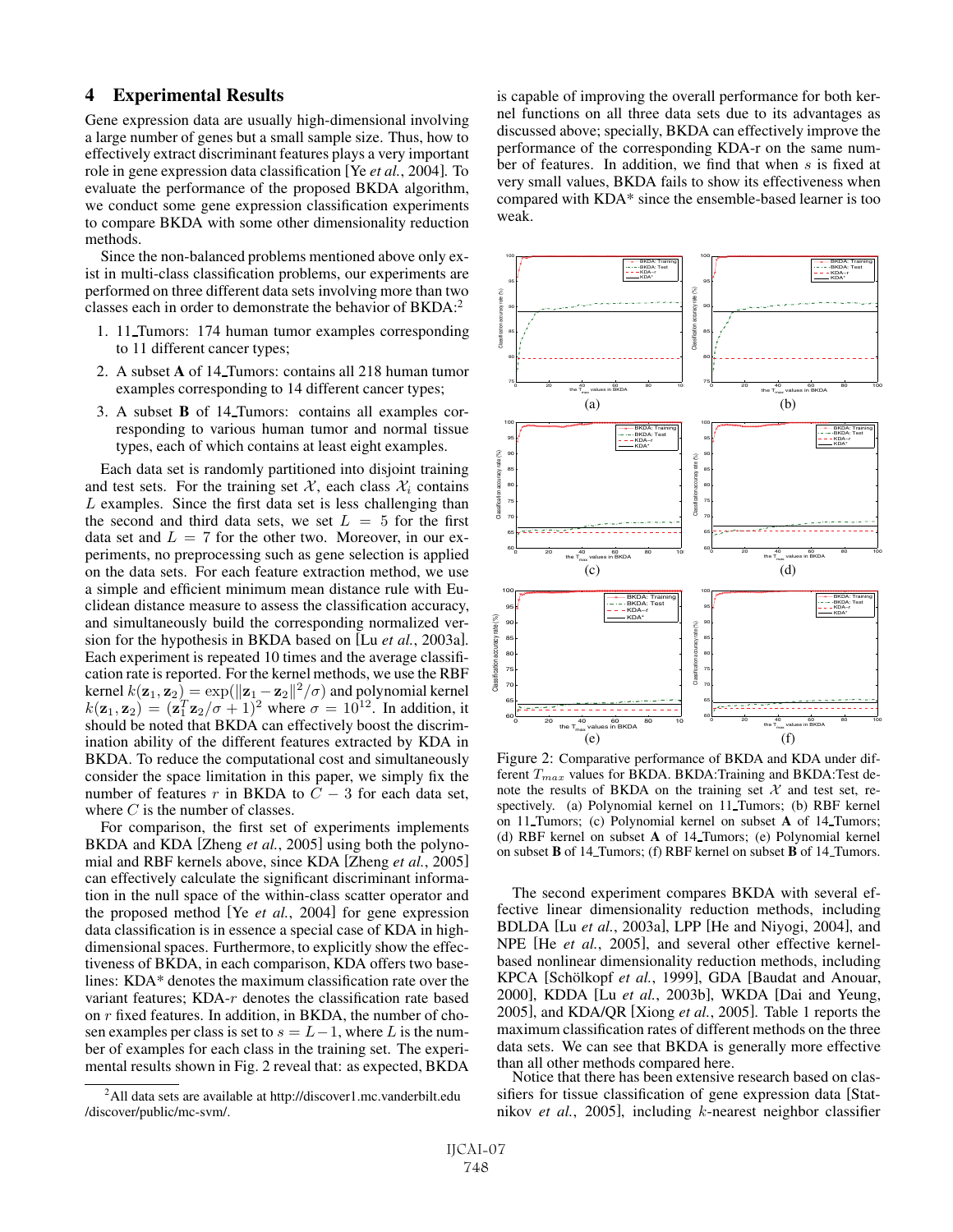## 4 Experimental Results

Gene expression data are usually high-dimensional involving a large number of genes but a small sample size. Thus, how to effectively extract discriminant features plays a very important role in gene expression data classification [Ye *et al.*, 2004]. To evaluate the performance of the proposed BKDA algorithm, we conduct some gene expression classification experiments to compare BKDA with some other dimensionality reduction methods.

Since the non-balanced problems mentioned above only exist in multi-class classification problems, our experiments are performed on three different data sets involving more than two classes each in order to demonstrate the behavior of BKDA:[2]

1. 11_Tumors: 174 human tumor examples corresponding to 11 different cancer types;
2. A subset **A** of 14_Tumors: contains all 218 human tumor examples corresponding to 14 different cancer types;
3. A subset **B** of 14_Tumors: contains all examples corresponding to various human tumor and normal tissue types, each of which contains at least eight examples.

Each data set is randomly partitioned into disjoint training and test sets. For the training set $\mathcal{X}$, each class $\mathcal{X}_i$ contains $L$ examples. Since the first data set is less challenging than the second and third data sets, we set $L = 5$ for the first data set and $L = 7$ for the other two. Moreover, in our experiments, no preprocessing such as gene selection is applied on the data sets. For each feature extraction method, we use a simple and efficient minimum mean distance rule with Euclidean distance measure to assess the classification accuracy, and simultaneously build the corresponding normalized version for the hypothesis in BKDA based on [Lu *et al.*, 2003a]. Each experiment is repeated 10 times and the average classification rate is reported. For the kernel methods, we use the RBF kernel $k(\mathbf{z}_1, \mathbf{z}_2) = \exp(\|\mathbf{z}_1 - \mathbf{z}_2\|^2/\sigma)$ and polynomial kernel $k(\mathbf{z}_1, \mathbf{z}_2) = (\mathbf{z}_1^T\mathbf{z}_2/\sigma + 1)^2$ where $\sigma = 10^{12}$. In addition, it should be noted that BKDA can effectively boost the discrimination ability of the different features extracted by KDA in BKDA. To reduce the computational cost and simultaneously consider the space limitation in this paper, we simply fix the number of features $r$ in BKDA to $C - 3$ for each data set, where $C$ is the number of classes.

For comparison, the first set of experiments implements BKDA and KDA [Zheng *et al.*, 2005] using both the polynomial and RBF kernels above, since KDA [Zheng *et al.*, 2005] can effectively calculate the significant discriminant information in the null space of the within-class scatter operator and the proposed method [Ye *et al.*, 2004] for gene expression data classification is in essence a special case of KDA in high-dimensional spaces. Furthermore, to explicitly show the effectiveness of BKDA, in each comparison, KDA offers two baselines: KDA* denotes the maximum classification rate over the variant features; KDA-$r$ denotes the classification rate based on $r$ fixed features. In addition, in BKDA, the number of chosen examples per class is set to $s = L - 1$, where $L$ is the number of examples for each class in the training set. The experimental results shown in Fig. 2 reveal that: as expected, BKDA is capable of improving the overall performance for both kernel functions on all three data sets due to its advantages as discussed above; specially, BKDA can effectively improve the performance of the corresponding KDA-r on the same number of features. In addition, we find that when $s$ is fixed at very small values, BKDA fails to show its effectiveness when compared with KDA* since the ensemble-based learner is too weak.

Figure 2: Comparative performance of BKDA and KDA under different $T_{max}$ values for BKDA. BKDA:Training and BKDA:Test denote the results of BKDA on the training set $\mathcal{X}$ and test set, respectively. (a) Polynomial kernel on 11_Tumors; (b) RBF kernel on 11_Tumors; (c) Polynomial kernel on subset **A** of 14_Tumors; (d) RBF kernel on subset **A** of 14_Tumors; (e) Polynomial kernel on subset **B** of 14_Tumors; (f) RBF kernel on subset **B** of 14_Tumors.

The second experiment compares BKDA with several effective linear dimensionality reduction methods, including BDLDA [Lu *et al.*, 2003a], LPP [He and Niyogi, 2004], and NPE [He *et al.*, 2005], and several other effective kernel-based nonlinear dimensionality reduction methods, including KPCA [Schölkopf *et al.*, 1999], GDA [Baudat and Anouar, 2000], KDDA [Lu *et al.*, 2003b], WKDA [Dai and Yeung, 2005], and KDA/QR [Xiong *et al.*, 2005]. Table 1 reports the maximum classification rates of different methods on the three data sets. We can see that BKDA is generally more effective than all other methods compared here.

Notice that there has been extensive research based on classifiers for tissue classification of gene expression data [Statnikov *et al.*, 2005], including $k$-nearest neighbor classifier

[2] All data sets are available at http://discover1.mc.vanderbilt.edu /discover/public/mc-svm/.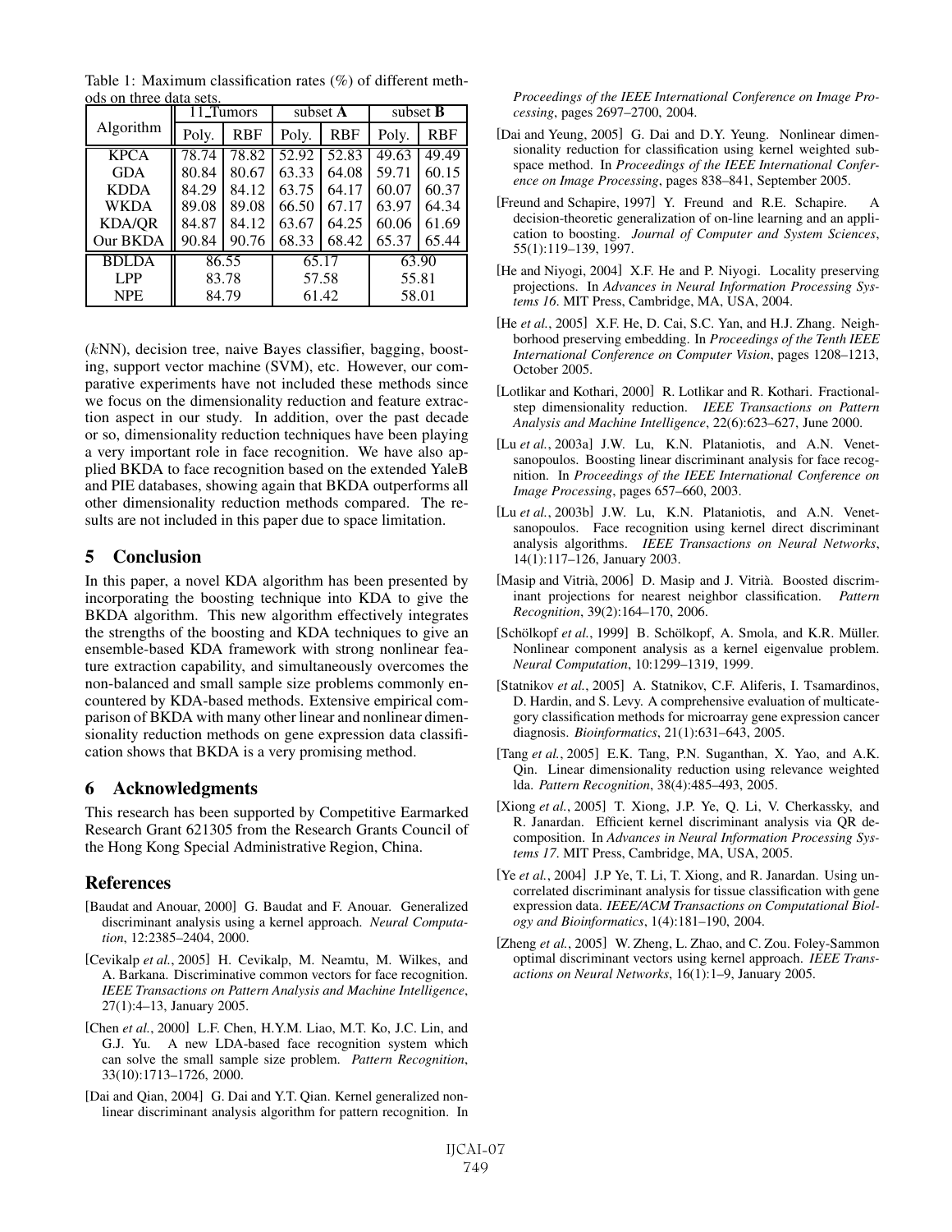Table 1: Maximum classification rates (%) of different methods on three data sets.

| Algorithm | 11_Tumors | | subset **A** | | subset **B** | |
|---|---|---|---|---|---|---|
| | Poly. | RBF | Poly. | RBF | Poly. | RBF |
| KPCA | 78.74 | 78.82 | 52.92 | 52.83 | 49.63 | 49.49 |
| GDA | 80.84 | 80.67 | 63.33 | 64.08 | 59.71 | 60.15 |
| KDDA | 84.29 | 84.12 | 63.75 | 64.17 | 60.07 | 60.37 |
| WKDA | 89.08 | 89.08 | 66.50 | 67.17 | 63.97 | 64.34 |
| KDA/QR | 84.87 | 84.12 | 63.67 | 64.25 | 60.06 | 61.69 |
| Our BKDA | 90.84 | 90.76 | 68.33 | 68.42 | 65.37 | 65.44 |
| BDLDA | 86.55 | | 65.17 | | 63.90 | |
| LPP | 83.78 | | 57.58 | | 55.81 | |
| NPE | 84.79 | | 61.42 | | 58.01 | |

($k$NN), decision tree, naive Bayes classifier, bagging, boosting, support vector machine (SVM), etc. However, our comparative experiments have not included these methods since we focus on the dimensionality reduction and feature extraction aspect in our study. In addition, over the past decade or so, dimensionality reduction techniques have been playing a very important role in face recognition. We have also applied BKDA to face recognition based on the extended YaleB and PIE databases, showing again that BKDA outperforms all other dimensionality reduction methods compared. The results are not included in this paper due to space limitation.

## 5 Conclusion

In this paper, a novel KDA algorithm has been presented by incorporating the boosting technique into KDA to give the BKDA algorithm. This new algorithm effectively integrates the strengths of the boosting and KDA techniques to give an ensemble-based KDA framework with strong nonlinear feature extraction capability, and simultaneously overcomes the non-balanced and small sample size problems commonly encountered by KDA-based methods. Extensive empirical comparison of BKDA with many other linear and nonlinear dimensionality reduction methods on gene expression data classification shows that BKDA is a very promising method.

## 6 Acknowledgments

This research has been supported by Competitive Earmarked Research Grant 621305 from the Research Grants Council of the Hong Kong Special Administrative Region, China.

## References

[Baudat and Anouar, 2000] G. Baudat and F. Anouar. Generalized discriminant analysis using a kernel approach. *Neural Computation*, 12:2385–2404, 2000.

[Cevikalp *et al.*, 2005] H. Cevikalp, M. Neamtu, M. Wilkes, and A. Barkana. Discriminative common vectors for face recognition. *IEEE Transactions on Pattern Analysis and Machine Intelligence*, 27(1):4–13, January 2005.

[Chen *et al.*, 2000] L.F. Chen, H.Y.M. Liao, M.T. Ko, J.C. Lin, and G.J. Yu. A new LDA-based face recognition system which can solve the small sample size problem. *Pattern Recognition*, 33(10):1713–1726, 2000.

[Dai and Qian, 2004] G. Dai and Y.T. Qian. Kernel generalized nonlinear discriminant analysis algorithm for pattern recognition. In *Proceedings of the IEEE International Conference on Image Processing*, pages 2697–2700, 2004.

[Dai and Yeung, 2005] G. Dai and D.Y. Yeung. Nonlinear dimensionality reduction for classification using kernel weighted subspace method. In *Proceedings of the IEEE International Conference on Image Processing*, pages 838–841, September 2005.

[Freund and Schapire, 1997] Y. Freund and R.E. Schapire. A decision-theoretic generalization of on-line learning and an application to boosting. *Journal of Computer and System Sciences*, 55(1):119–139, 1997.

[He and Niyogi, 2004] X.F. He and P. Niyogi. Locality preserving projections. In *Advances in Neural Information Processing Systems 16*. MIT Press, Cambridge, MA, USA, 2004.

[He *et al.*, 2005] X.F. He, D. Cai, S.C. Yan, and H.J. Zhang. Neighborhood preserving embedding. In *Proceedings of the Tenth IEEE International Conference on Computer Vision*, pages 1208–1213, October 2005.

[Lotlikar and Kothari, 2000] R. Lotlikar and R. Kothari. Fractional-step dimensionality reduction. *IEEE Transactions on Pattern Analysis and Machine Intelligence*, 22(6):623–627, June 2000.

[Lu *et al.*, 2003a] J.W. Lu, K.N. Plataniotis, and A.N. Venetsanopoulos. Boosting linear discriminant analysis for face recognition. In *Proceedings of the IEEE International Conference on Image Processing*, pages 657–660, 2003.

[Lu *et al.*, 2003b] J.W. Lu, K.N. Plataniotis, and A.N. Venetsanopoulos. Face recognition using kernel direct discriminant analysis algorithms. *IEEE Transactions on Neural Networks*, 14(1):117–126, January 2003.

[Masip and Vitrià, 2006] D. Masip and J. Vitrià. Boosted discriminant projections for nearest neighbor classification. *Pattern Recognition*, 39(2):164–170, 2006.

[Schölkopf *et al.*, 1999] B. Schölkopf, A. Smola, and K.R. Müller. Nonlinear component analysis as a kernel eigenvalue problem. *Neural Computation*, 10:1299–1319, 1999.

[Statnikov *et al.*, 2005] A. Statnikov, C.F. Aliferis, I. Tsamardinos, D. Hardin, and S. Levy. A comprehensive evaluation of multicategory classification methods for microarray gene expression cancer diagnosis. *Bioinformatics*, 21(1):631–643, 2005.

[Tang *et al.*, 2005] E.K. Tang, P.N. Suganthan, X. Yao, and A.K. Qin. Linear dimensionality reduction using relevance weighted lda. *Pattern Recognition*, 38(4):485–493, 2005.

[Xiong *et al.*, 2005] T. Xiong, J.P. Ye, Q. Li, V. Cherkassky, and R. Janardan. Efficient kernel discriminant analysis via QR decomposition. In *Advances in Neural Information Processing Systems 17*. MIT Press, Cambridge, MA, USA, 2005.

[Ye *et al.*, 2004] J.P Ye, T. Li, T. Xiong, and R. Janardan. Using uncorrelated discriminant analysis for tissue classification with gene expression data. *IEEE/ACM Transactions on Computational Biology and Bioinformatics*, 1(4):181–190, 2004.

[Zheng *et al.*, 2005] W. Zheng, L. Zhao, and C. Zou. Foley-Sammon optimal discriminant vectors using kernel approach. *IEEE Transactions on Neural Networks*, 16(1):1–9, January 2005.